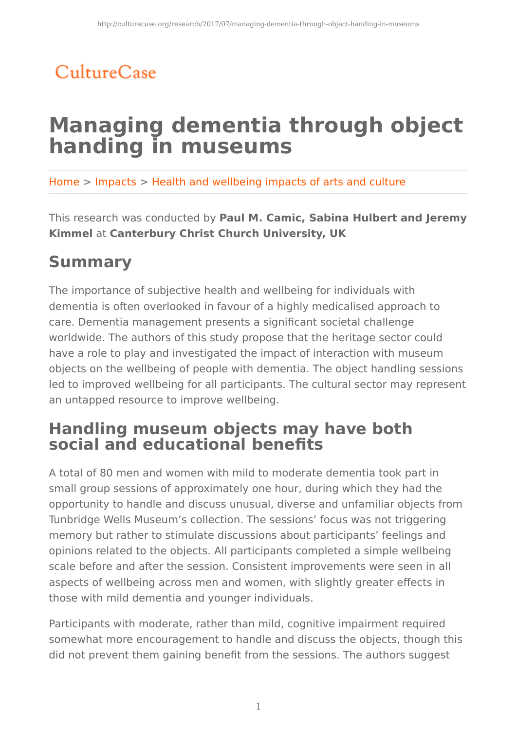CultureCase

# Managing dementia through object handing in museums

Home > Impacts > Health and wellbeing impacts of arts and culture

This research was conducted by **Paul M. Camic, Sabina Hulbert and Jeremy Kimmel** at **Canterbury Christ Church University, UK**

## Summary

The importance of subjective health and wellbeing for individuals with dementia is often overlooked in favour of a highly medicalised approach to care. Dementia management presents a significant societal challenge worldwide. The authors of this study propose that the heritage sector could have a role to play and investigated the impact of interaction with museum objects on the wellbeing of people with dementia. The object handling sessions led to improved wellbeing for all participants. The cultural sector may represent an untapped resource to improve wellbeing.

## Handling museum objects may have both social and educational benefits

A total of 80 men and women with mild to moderate dementia took part in small group sessions of approximately one hour, during which they had the opportunity to handle and discuss unusual, diverse and unfamiliar objects from Tunbridge Wells Museum's collection. The sessions' focus was not triggering memory but rather to stimulate discussions about participants' feelings and opinions related to the objects. All participants completed a simple wellbeing scale before and after the session. Consistent improvements were seen in all aspects of wellbeing across men and women, with slightly greater effects in those with mild dementia and younger individuals.

Participants with moderate, rather than mild, cognitive impairment required somewhat more encouragement to handle and discuss the objects, though this did not prevent them gaining benefit from the sessions. The authors suggest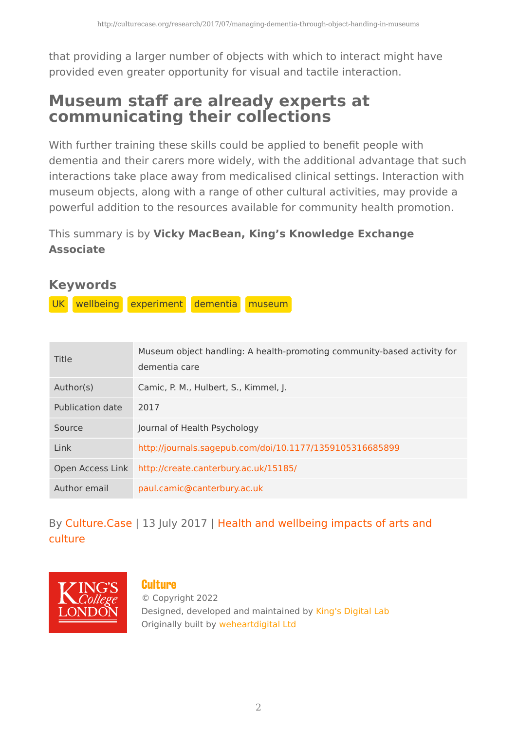that providing a larger number of objects with which to interact might have provided even greater opportunity for visual and tactile interaction.

## Museum staff are already experts at communicating their collections

With further training these skills could be applied to benefit people with dementia and their carers more widely, with the additional advantage that such interactions take place away from medicalised clinical settings. Interaction with museum objects, along with a range of other cultural activities, may provide a powerful addition to the resources available for community health promotion.

This summary is by **Vicky MacBean, King's Knowledge Exchange Associate**

### Keywords

UK wellbeing experiment dementia museum

| | |
|---|---|
| Title | Museum object handling: A health-promoting community-based activity for dementia care |
| Author(s) | Camic, P. M., Hulbert, S., Kimmel, J. |
| Publication date | 2017 |
| Source | Journal of Health Psychology |
| Link | http://journals.sagepub.com/doi/10.1177/1359105316685899 |
| Open Access Link | http://create.canterbury.ac.uk/15185/ |
| Author email | paul.camic@canterbury.ac.uk |

By Culture.Case | 13 July 2017 | Health and wellbeing impacts of arts and culture

KING'S College LONDON

Culture
© Copyright 2022
Designed, developed and maintained by King's Digital Lab
Originally built by weheartdigital Ltd